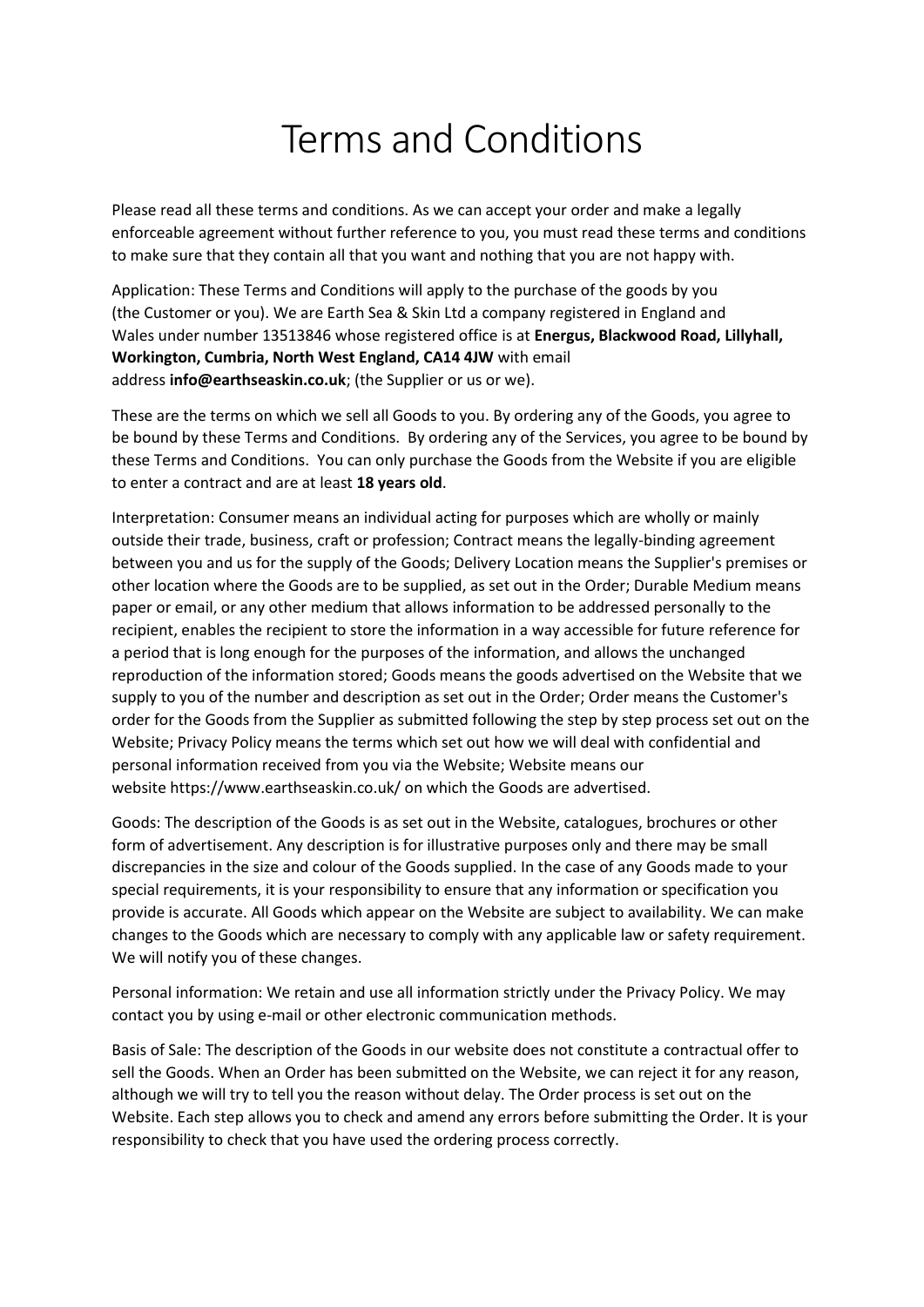# Terms and Conditions

Please read all these terms and conditions. As we can accept your order and make a legally enforceable agreement without further reference to you, you must read these terms and conditions to make sure that they contain all that you want and nothing that you are not happy with.

Application: These Terms and Conditions will apply to the purchase of the goods by you (the Customer or you). We are Earth Sea & Skin Ltd a company registered in England and Wales under number 13513846 whose registered office is at **Energus, Blackwood Road, Lillyhall, Workington, Cumbria, North West England, CA14 4JW** with email address **info@earthseaskin.co.uk**; (the Supplier or us or we).

These are the terms on which we sell all Goods to you. By ordering any of the Goods, you agree to be bound by these Terms and Conditions. By ordering any of the Services, you agree to be bound by these Terms and Conditions. You can only purchase the Goods from the Website if you are eligible to enter a contract and are at least **18 years old**.

Interpretation: Consumer means an individual acting for purposes which are wholly or mainly outside their trade, business, craft or profession; Contract means the legally-binding agreement between you and us for the supply of the Goods; Delivery Location means the Supplier's premises or other location where the Goods are to be supplied, as set out in the Order; Durable Medium means paper or email, or any other medium that allows information to be addressed personally to the recipient, enables the recipient to store the information in a way accessible for future reference for a period that is long enough for the purposes of the information, and allows the unchanged reproduction of the information stored; Goods means the goods advertised on the Website that we supply to you of the number and description as set out in the Order; Order means the Customer's order for the Goods from the Supplier as submitted following the step by step process set out on the Website; Privacy Policy means the terms which set out how we will deal with confidential and personal information received from you via the Website; Website means our website https://www.earthseaskin.co.uk/ on which the Goods are advertised.

Goods: The description of the Goods is as set out in the Website, catalogues, brochures or other form of advertisement. Any description is for illustrative purposes only and there may be small discrepancies in the size and colour of the Goods supplied. In the case of any Goods made to your special requirements, it is your responsibility to ensure that any information or specification you provide is accurate. All Goods which appear on the Website are subject to availability. We can make changes to the Goods which are necessary to comply with any applicable law or safety requirement. We will notify you of these changes.

Personal information: We retain and use all information strictly under the Privacy Policy. We may contact you by using e-mail or other electronic communication methods.

Basis of Sale: The description of the Goods in our website does not constitute a contractual offer to sell the Goods. When an Order has been submitted on the Website, we can reject it for any reason, although we will try to tell you the reason without delay. The Order process is set out on the Website. Each step allows you to check and amend any errors before submitting the Order. It is your responsibility to check that you have used the ordering process correctly.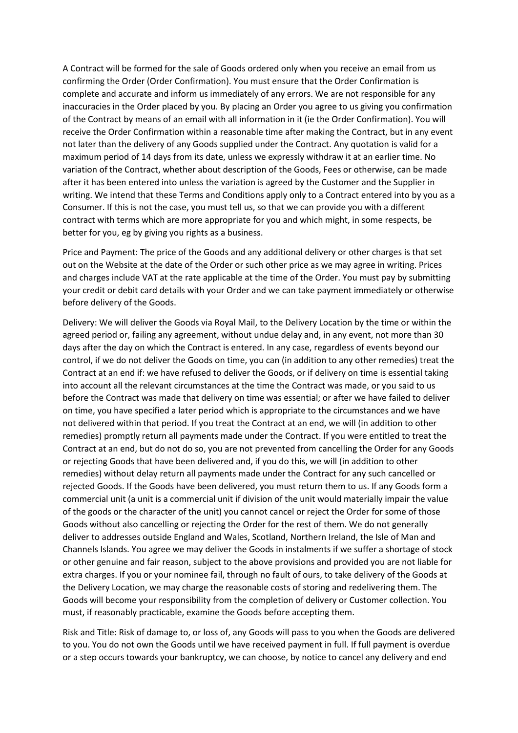A Contract will be formed for the sale of Goods ordered only when you receive an email from us confirming the Order (Order Confirmation). You must ensure that the Order Confirmation is complete and accurate and inform us immediately of any errors. We are not responsible for any inaccuracies in the Order placed by you. By placing an Order you agree to us giving you confirmation of the Contract by means of an email with all information in it (ie the Order Confirmation). You will receive the Order Confirmation within a reasonable time after making the Contract, but in any event not later than the delivery of any Goods supplied under the Contract. Any quotation is valid for a maximum period of 14 days from its date, unless we expressly withdraw it at an earlier time. No variation of the Contract, whether about description of the Goods, Fees or otherwise, can be made after it has been entered into unless the variation is agreed by the Customer and the Supplier in writing. We intend that these Terms and Conditions apply only to a Contract entered into by you as a Consumer. If this is not the case, you must tell us, so that we can provide you with a different contract with terms which are more appropriate for you and which might, in some respects, be better for you, eg by giving you rights as a business.

Price and Payment: The price of the Goods and any additional delivery or other charges is that set out on the Website at the date of the Order or such other price as we may agree in writing. Prices and charges include VAT at the rate applicable at the time of the Order. You must pay by submitting your credit or debit card details with your Order and we can take payment immediately or otherwise before delivery of the Goods.

Delivery: We will deliver the Goods via Royal Mail, to the Delivery Location by the time or within the agreed period or, failing any agreement, without undue delay and, in any event, not more than 30 days after the day on which the Contract is entered. In any case, regardless of events beyond our control, if we do not deliver the Goods on time, you can (in addition to any other remedies) treat the Contract at an end if: we have refused to deliver the Goods, or if delivery on time is essential taking into account all the relevant circumstances at the time the Contract was made, or you said to us before the Contract was made that delivery on time was essential; or after we have failed to deliver on time, you have specified a later period which is appropriate to the circumstances and we have not delivered within that period. If you treat the Contract at an end, we will (in addition to other remedies) promptly return all payments made under the Contract. If you were entitled to treat the Contract at an end, but do not do so, you are not prevented from cancelling the Order for any Goods or rejecting Goods that have been delivered and, if you do this, we will (in addition to other remedies) without delay return all payments made under the Contract for any such cancelled or rejected Goods. If the Goods have been delivered, you must return them to us. If any Goods form a commercial unit (a unit is a commercial unit if division of the unit would materially impair the value of the goods or the character of the unit) you cannot cancel or reject the Order for some of those Goods without also cancelling or rejecting the Order for the rest of them. We do not generally deliver to addresses outside England and Wales, Scotland, Northern Ireland, the Isle of Man and Channels Islands. You agree we may deliver the Goods in instalments if we suffer a shortage of stock or other genuine and fair reason, subject to the above provisions and provided you are not liable for extra charges. If you or your nominee fail, through no fault of ours, to take delivery of the Goods at the Delivery Location, we may charge the reasonable costs of storing and redelivering them. The Goods will become your responsibility from the completion of delivery or Customer collection. You must, if reasonably practicable, examine the Goods before accepting them.

Risk and Title: Risk of damage to, or loss of, any Goods will pass to you when the Goods are delivered to you. You do not own the Goods until we have received payment in full. If full payment is overdue or a step occurs towards your bankruptcy, we can choose, by notice to cancel any delivery and end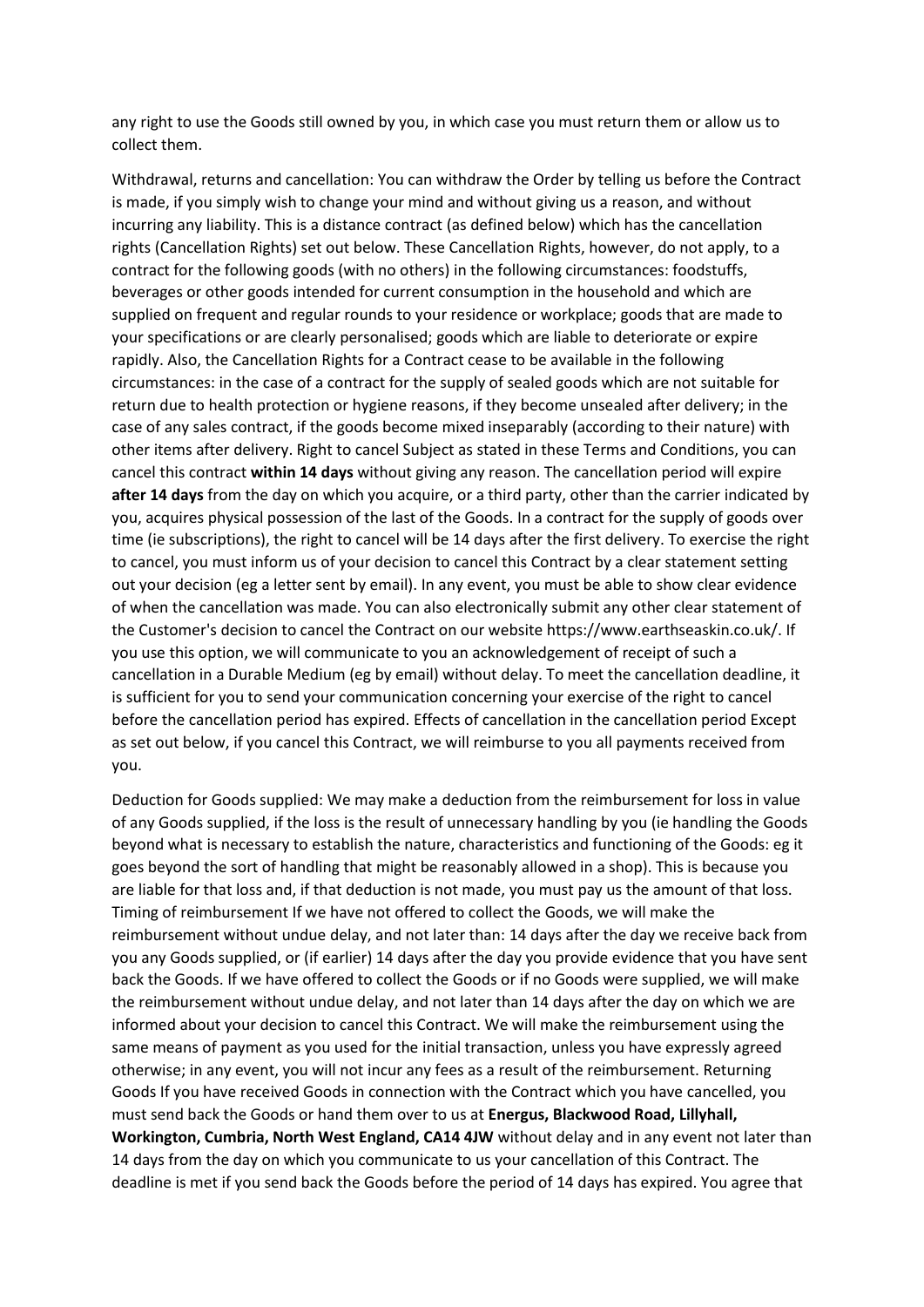any right to use the Goods still owned by you, in which case you must return them or allow us to collect them.

Withdrawal, returns and cancellation: You can withdraw the Order by telling us before the Contract is made, if you simply wish to change your mind and without giving us a reason, and without incurring any liability. This is a distance contract (as defined below) which has the cancellation rights (Cancellation Rights) set out below. These Cancellation Rights, however, do not apply, to a contract for the following goods (with no others) in the following circumstances: foodstuffs, beverages or other goods intended for current consumption in the household and which are supplied on frequent and regular rounds to your residence or workplace; goods that are made to your specifications or are clearly personalised; goods which are liable to deteriorate or expire rapidly. Also, the Cancellation Rights for a Contract cease to be available in the following circumstances: in the case of a contract for the supply of sealed goods which are not suitable for return due to health protection or hygiene reasons, if they become unsealed after delivery; in the case of any sales contract, if the goods become mixed inseparably (according to their nature) with other items after delivery. Right to cancel Subject as stated in these Terms and Conditions, you can cancel this contract **within 14 days** without giving any reason. The cancellation period will expire **after 14 days** from the day on which you acquire, or a third party, other than the carrier indicated by you, acquires physical possession of the last of the Goods. In a contract for the supply of goods over time (ie subscriptions), the right to cancel will be 14 days after the first delivery. To exercise the right to cancel, you must inform us of your decision to cancel this Contract by a clear statement setting out your decision (eg a letter sent by email). In any event, you must be able to show clear evidence of when the cancellation was made. You can also electronically submit any other clear statement of the Customer's decision to cancel the Contract on our website https://www.earthseaskin.co.uk/. If you use this option, we will communicate to you an acknowledgement of receipt of such a cancellation in a Durable Medium (eg by email) without delay. To meet the cancellation deadline, it is sufficient for you to send your communication concerning your exercise of the right to cancel before the cancellation period has expired. Effects of cancellation in the cancellation period Except as set out below, if you cancel this Contract, we will reimburse to you all payments received from you.

Deduction for Goods supplied: We may make a deduction from the reimbursement for loss in value of any Goods supplied, if the loss is the result of unnecessary handling by you (ie handling the Goods beyond what is necessary to establish the nature, characteristics and functioning of the Goods: eg it goes beyond the sort of handling that might be reasonably allowed in a shop). This is because you are liable for that loss and, if that deduction is not made, you must pay us the amount of that loss. Timing of reimbursement If we have not offered to collect the Goods, we will make the reimbursement without undue delay, and not later than: 14 days after the day we receive back from you any Goods supplied, or (if earlier) 14 days after the day you provide evidence that you have sent back the Goods. If we have offered to collect the Goods or if no Goods were supplied, we will make the reimbursement without undue delay, and not later than 14 days after the day on which we are informed about your decision to cancel this Contract. We will make the reimbursement using the same means of payment as you used for the initial transaction, unless you have expressly agreed otherwise; in any event, you will not incur any fees as a result of the reimbursement. Returning Goods If you have received Goods in connection with the Contract which you have cancelled, you must send back the Goods or hand them over to us at **Energus, Blackwood Road, Lillyhall, Workington, Cumbria, North West England, CA14 4JW** without delay and in any event not later than 14 days from the day on which you communicate to us your cancellation of this Contract. The deadline is met if you send back the Goods before the period of 14 days has expired. You agree that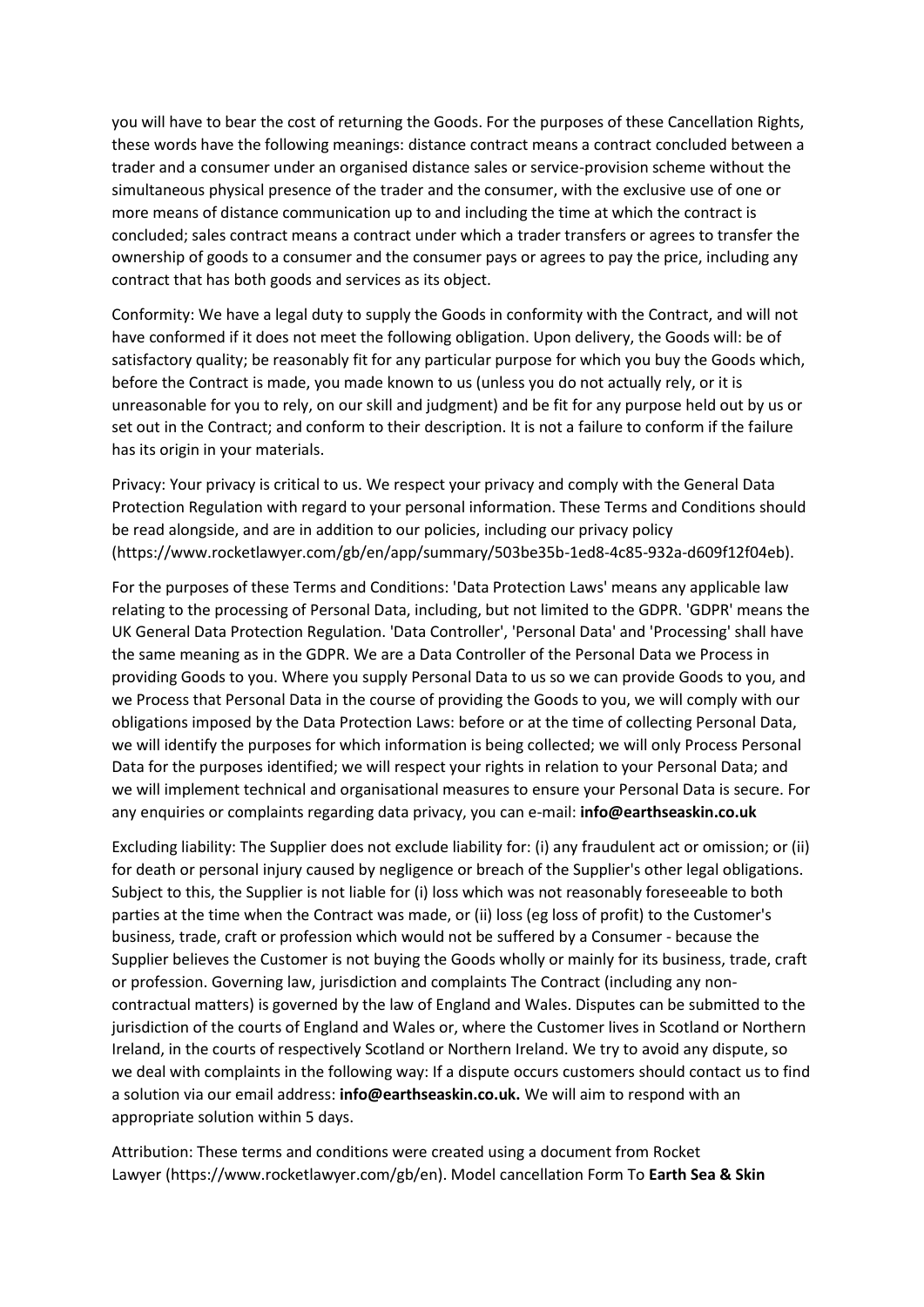you will have to bear the cost of returning the Goods. For the purposes of these Cancellation Rights, these words have the following meanings: distance contract means a contract concluded between a trader and a consumer under an organised distance sales or service-provision scheme without the simultaneous physical presence of the trader and the consumer, with the exclusive use of one or more means of distance communication up to and including the time at which the contract is concluded; sales contract means a contract under which a trader transfers or agrees to transfer the ownership of goods to a consumer and the consumer pays or agrees to pay the price, including any contract that has both goods and services as its object.

Conformity: We have a legal duty to supply the Goods in conformity with the Contract, and will not have conformed if it does not meet the following obligation. Upon delivery, the Goods will: be of satisfactory quality; be reasonably fit for any particular purpose for which you buy the Goods which, before the Contract is made, you made known to us (unless you do not actually rely, or it is unreasonable for you to rely, on our skill and judgment) and be fit for any purpose held out by us or set out in the Contract; and conform to their description. It is not a failure to conform if the failure has its origin in your materials.

Privacy: Your privacy is critical to us. We respect your privacy and comply with the General Data Protection Regulation with regard to your personal information. These Terms and Conditions should be read alongside, and are in addition to our policies, including our privacy policy (https://www.rocketlawyer.com/gb/en/app/summary/503be35b-1ed8-4c85-932a-d609f12f04eb).

For the purposes of these Terms and Conditions: 'Data Protection Laws' means any applicable law relating to the processing of Personal Data, including, but not limited to the GDPR. 'GDPR' means the UK General Data Protection Regulation. 'Data Controller', 'Personal Data' and 'Processing' shall have the same meaning as in the GDPR. We are a Data Controller of the Personal Data we Process in providing Goods to you. Where you supply Personal Data to us so we can provide Goods to you, and we Process that Personal Data in the course of providing the Goods to you, we will comply with our obligations imposed by the Data Protection Laws: before or at the time of collecting Personal Data, we will identify the purposes for which information is being collected; we will only Process Personal Data for the purposes identified; we will respect your rights in relation to your Personal Data; and we will implement technical and organisational measures to ensure your Personal Data is secure. For any enquiries or complaints regarding data privacy, you can e-mail: **info@earthseaskin.co.uk**

Excluding liability: The Supplier does not exclude liability for: (i) any fraudulent act or omission; or (ii) for death or personal injury caused by negligence or breach of the Supplier's other legal obligations. Subject to this, the Supplier is not liable for (i) loss which was not reasonably foreseeable to both parties at the time when the Contract was made, or (ii) loss (eg loss of profit) to the Customer's business, trade, craft or profession which would not be suffered by a Consumer - because the Supplier believes the Customer is not buying the Goods wholly or mainly for its business, trade, craft or profession. Governing law, jurisdiction and complaints The Contract (including any non-contractual matters) is governed by the law of England and Wales. Disputes can be submitted to the jurisdiction of the courts of England and Wales or, where the Customer lives in Scotland or Northern Ireland, in the courts of respectively Scotland or Northern Ireland. We try to avoid any dispute, so we deal with complaints in the following way: If a dispute occurs customers should contact us to find a solution via our email address: **info@earthseaskin.co.uk.** We will aim to respond with an appropriate solution within 5 days.

Attribution: These terms and conditions were created using a document from Rocket Lawyer (https://www.rocketlawyer.com/gb/en). Model cancellation Form To **Earth Sea & Skin**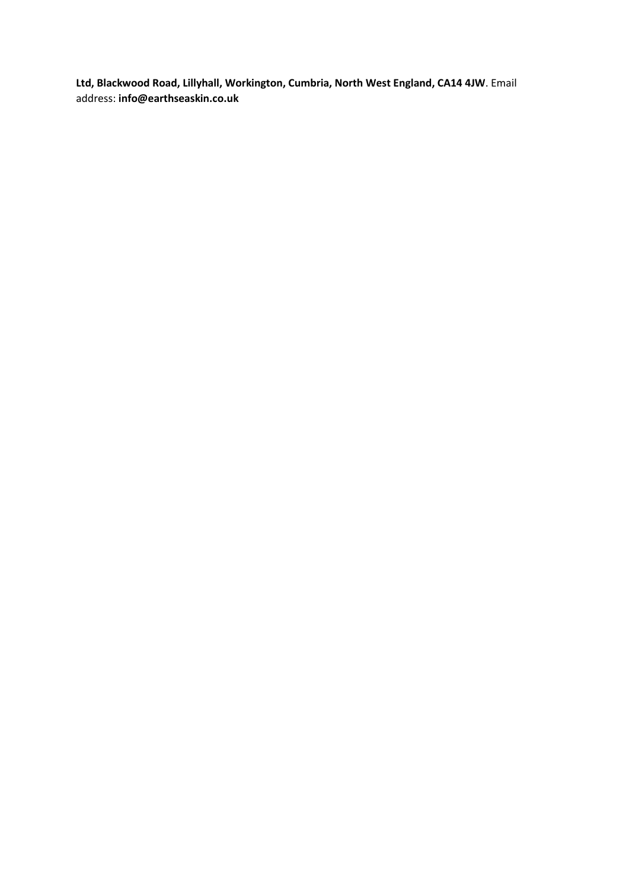**Ltd, Blackwood Road, Lillyhall, Workington, Cumbria, North West England, CA14 4JW**. Email address: **info@earthseaskin.co.uk**